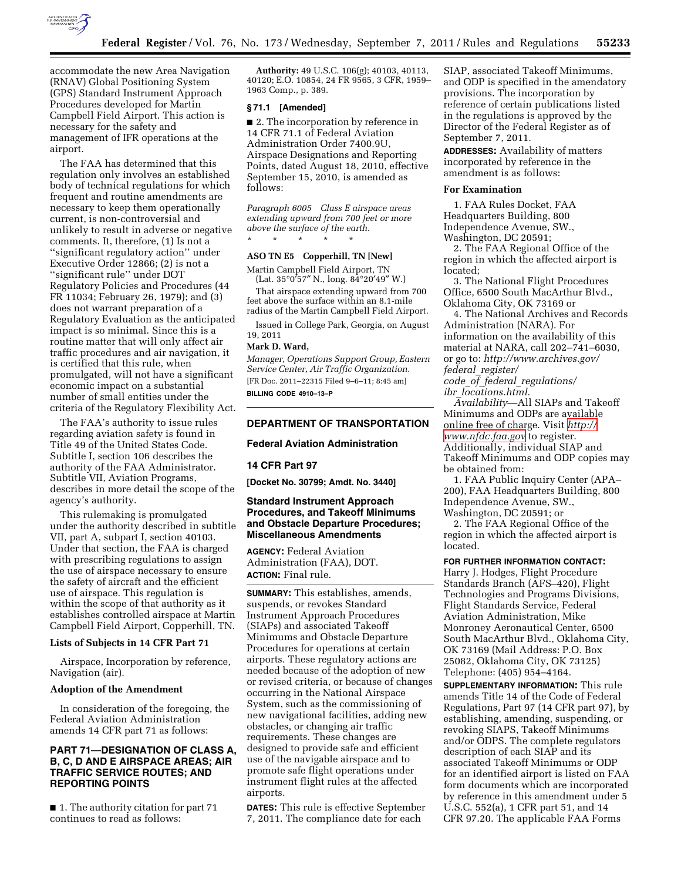accommodate the new Area Navigation (RNAV) Global Positioning System (GPS) Standard Instrument Approach Procedures developed for Martin Campbell Field Airport. This action is necessary for the safety and management of IFR operations at the airport.

The FAA has determined that this regulation only involves an established body of technical regulations for which frequent and routine amendments are necessary to keep them operationally current, is non-controversial and unlikely to result in adverse or negative comments. It, therefore, (1) Is not a ''significant regulatory action'' under Executive Order 12866; (2) is not a ''significant rule'' under DOT Regulatory Policies and Procedures (44 FR 11034; February 26, 1979); and (3) does not warrant preparation of a Regulatory Evaluation as the anticipated impact is so minimal. Since this is a routine matter that will only affect air traffic procedures and air navigation, it is certified that this rule, when promulgated, will not have a significant economic impact on a substantial number of small entities under the criteria of the Regulatory Flexibility Act.

The FAA's authority to issue rules regarding aviation safety is found in Title 49 of the United States Code. Subtitle I, section 106 describes the authority of the FAA Administrator. Subtitle VII, Aviation Programs, describes in more detail the scope of the agency's authority.

This rulemaking is promulgated under the authority described in subtitle VII, part A, subpart I, section 40103. Under that section, the FAA is charged with prescribing regulations to assign the use of airspace necessary to ensure the safety of aircraft and the efficient use of airspace. This regulation is within the scope of that authority as it establishes controlled airspace at Martin Campbell Field Airport, Copperhill, TN.

### Lists of Subjects in 14 CFR Part 71

Airspace, Incorporation by reference, Navigation (air).

### Adoption of the Amendment

In consideration of the foregoing, the Federal Aviation Administration amends 14 CFR part 71 as follows:

## PART 71—DESIGNATION OF CLASS A, B, C, D AND E AIRSPACE AREAS; AIR TRAFFIC SERVICE ROUTES; AND REPORTING POINTS

■ 1. The authority citation for part 71 continues to read as follows:

**Authority:** 49 U.S.C. 106(g); 40103, 40113, 40120; E.O. 10854, 24 FR 9565, 3 CFR, 1959–1963 Comp., p. 389.

### § 71.1 [Amended]

■ 2. The incorporation by reference in 14 CFR 71.1 of Federal Aviation Administration Order 7400.9U, Airspace Designations and Reporting Points, dated August 18, 2010, effective September 15, 2010, is amended as follows:

*Paragraph 6005 Class E airspace areas extending upward from 700 feet or more above the surface of the earth.*

\* \* \* \* \*

**ASO TN E5 Copperhill, TN [New]**

Martin Campbell Field Airport, TN
(Lat. 35°0′57″ N., long. 84°20′49″ W.)

That airspace extending upward from 700 feet above the surface within an 8.1-mile radius of the Martin Campbell Field Airport.

Issued in College Park, Georgia, on August 19, 2011

**Mark D. Ward,**

*Manager, Operations Support Group, Eastern Service Center, Air Traffic Organization.*

[FR Doc. 2011–22315 Filed 9–6–11; 8:45 am]

**BILLING CODE 4910–13–P**

---

## DEPARTMENT OF TRANSPORTATION

### Federal Aviation Administration

### 14 CFR Part 97

**[Docket No. 30799; Amdt. No. 3440]**

### Standard Instrument Approach Procedures, and Takeoff Minimums and Obstacle Departure Procedures; Miscellaneous Amendments

**AGENCY:** Federal Aviation Administration (FAA), DOT.

**ACTION:** Final rule.

**SUMMARY:** This establishes, amends, suspends, or revokes Standard Instrument Approach Procedures (SIAPs) and associated Takeoff Minimums and Obstacle Departure Procedures for operations at certain airports. These regulatory actions are needed because of the adoption of new or revised criteria, or because of changes occurring in the National Airspace System, such as the commissioning of new navigational facilities, adding new obstacles, or changing air traffic requirements. These changes are designed to provide safe and efficient use of the navigable airspace and to promote safe flight operations under instrument flight rules at the affected airports.

**DATES:** This rule is effective September 7, 2011. The compliance date for each SIAP, associated Takeoff Minimums, and ODP is specified in the amendatory provisions. The incorporation by reference of certain publications listed in the regulations is approved by the Director of the Federal Register as of September 7, 2011.

**ADDRESSES:** Availability of matters incorporated by reference in the amendment is as follows:

**For Examination**

1. FAA Rules Docket, FAA Headquarters Building, 800 Independence Avenue, SW., Washington, DC 20591;

2. The FAA Regional Office of the region in which the affected airport is located;

3. The National Flight Procedures Office, 6500 South MacArthur Blvd., Oklahoma City, OK 73169 or

4. The National Archives and Records Administration (NARA). For information on the availability of this material at NARA, call 202–741–6030, or go to: *http://www.archives.gov/federal_register/code_of_federal_regulations/ibr_locations.html.*

*Availability*—All SIAPs and Takeoff Minimums and ODPs are available online free of charge. Visit *http://www.nfdc.faa.gov* to register. Additionally, individual SIAP and Takeoff Minimums and ODP copies may be obtained from:

1. FAA Public Inquiry Center (APA–200), FAA Headquarters Building, 800 Independence Avenue, SW., Washington, DC 20591; or

2. The FAA Regional Office of the region in which the affected airport is located.

**FOR FURTHER INFORMATION CONTACT:** Harry J. Hodges, Flight Procedure Standards Branch (AFS–420), Flight Technologies and Programs Divisions, Flight Standards Service, Federal Aviation Administration, Mike Monroney Aeronautical Center, 6500 South MacArthur Blvd., Oklahoma City, OK 73169 (Mail Address: P.O. Box 25082, Oklahoma City, OK 73125) Telephone: (405) 954–4164.

**SUPPLEMENTARY INFORMATION:** This rule amends Title 14 of the Code of Federal Regulations, Part 97 (14 CFR part 97), by establishing, amending, suspending, or revoking SIAPS, Takeoff Minimums and/or ODPS. The complete regulators description of each SIAP and its associated Takeoff Minimums or ODP for an identified airport is listed on FAA form documents which are incorporated by reference in this amendment under 5 U.S.C. 552(a), 1 CFR part 51, and 14 CFR 97.20. The applicable FAA Forms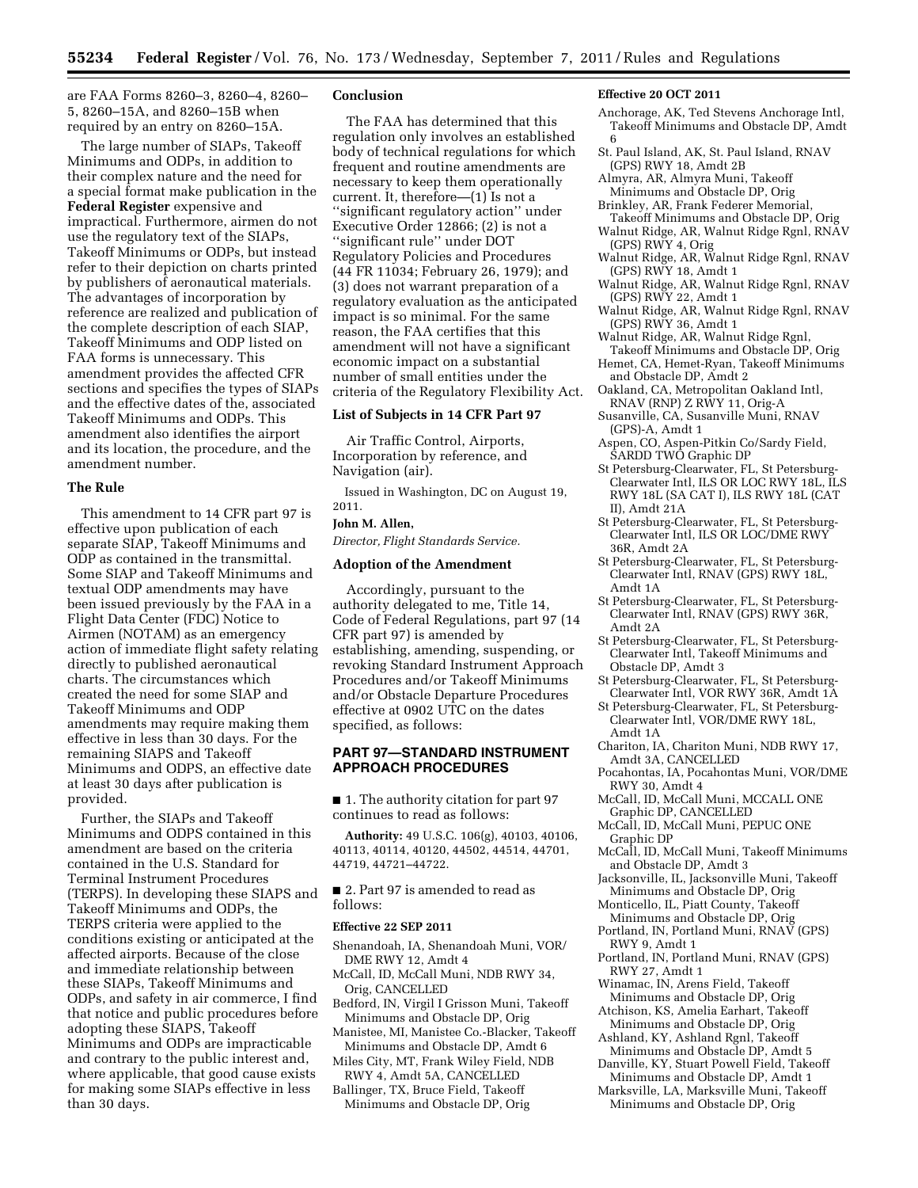are FAA Forms 8260–3, 8260–4, 8260–5, 8260–15A, and 8260–15B when required by an entry on 8260–15A.

The large number of SIAPs, Takeoff Minimums and ODPs, in addition to their complex nature and the need for a special format make publication in the **Federal Register** expensive and impractical. Furthermore, airmen do not use the regulatory text of the SIAPs, Takeoff Minimums or ODPs, but instead refer to their depiction on charts printed by publishers of aeronautical materials. The advantages of incorporation by reference are realized and publication of the complete description of each SIAP, Takeoff Minimums and ODP listed on FAA forms is unnecessary. This amendment provides the affected CFR sections and specifies the types of SIAPs and the effective dates of the, associated Takeoff Minimums and ODPs. This amendment also identifies the airport and its location, the procedure, and the amendment number.

## The Rule

This amendment to 14 CFR part 97 is effective upon publication of each separate SIAP, Takeoff Minimums and ODP as contained in the transmittal. Some SIAP and Takeoff Minimums and textual ODP amendments may have been issued previously by the FAA in a Flight Data Center (FDC) Notice to Airmen (NOTAM) as an emergency action of immediate flight safety relating directly to published aeronautical charts. The circumstances which created the need for some SIAP and Takeoff Minimums and ODP amendments may require making them effective in less than 30 days. For the remaining SIAPS and Takeoff Minimums and ODPS, an effective date at least 30 days after publication is provided.

Further, the SIAPs and Takeoff Minimums and ODPS contained in this amendment are based on the criteria contained in the U.S. Standard for Terminal Instrument Procedures (TERPS). In developing these SIAPS and Takeoff Minimums and ODPs, the TERPS criteria were applied to the conditions existing or anticipated at the affected airports. Because of the close and immediate relationship between these SIAPs, Takeoff Minimums and ODPs, and safety in air commerce, I find that notice and public procedures before adopting these SIAPS, Takeoff Minimums and ODPs are impracticable and contrary to the public interest and, where applicable, that good cause exists for making some SIAPs effective in less than 30 days.

## Conclusion

The FAA has determined that this regulation only involves an established body of technical regulations for which frequent and routine amendments are necessary to keep them operationally current. It, therefore—(1) Is not a "significant regulatory action" under Executive Order 12866; (2) is not a "significant rule" under DOT Regulatory Policies and Procedures (44 FR 11034; February 26, 1979); and (3) does not warrant preparation of a regulatory evaluation as the anticipated impact is so minimal. For the same reason, the FAA certifies that this amendment will not have a significant economic impact on a substantial number of small entities under the criteria of the Regulatory Flexibility Act.

## List of Subjects in 14 CFR Part 97

Air Traffic Control, Airports, Incorporation by reference, and Navigation (air).

Issued in Washington, DC on August 19, 2011.

**John M. Allen,**

*Director, Flight Standards Service.*

## Adoption of the Amendment

Accordingly, pursuant to the authority delegated to me, Title 14, Code of Federal Regulations, part 97 (14 CFR part 97) is amended by establishing, amending, suspending, or revoking Standard Instrument Approach Procedures and/or Takeoff Minimums and/or Obstacle Departure Procedures effective at 0902 UTC on the dates specified, as follows:

## PART 97—STANDARD INSTRUMENT APPROACH PROCEDURES

■ 1. The authority citation for part 97 continues to read as follows:

**Authority:** 49 U.S.C. 106(g), 40103, 40106, 40113, 40114, 40120, 44502, 44514, 44701, 44719, 44721–44722.

■ 2. Part 97 is amended to read as follows:

**Effective 22 SEP 2011**

Shenandoah, IA, Shenandoah Muni, VOR/DME RWY 12, Amdt 4
McCall, ID, McCall Muni, NDB RWY 34, Orig, CANCELLED
Bedford, IN, Virgil I Grisson Muni, Takeoff Minimums and Obstacle DP, Orig
Manistee, MI, Manistee Co.-Blacker, Takeoff Minimums and Obstacle DP, Amdt 6
Miles City, MT, Frank Wiley Field, NDB RWY 4, Amdt 5A, CANCELLED
Ballinger, TX, Bruce Field, Takeoff Minimums and Obstacle DP, Orig

**Effective 20 OCT 2011**

Anchorage, AK, Ted Stevens Anchorage Intl, Takeoff Minimums and Obstacle DP, Amdt 6
St. Paul Island, AK, St. Paul Island, RNAV (GPS) RWY 18, Amdt 2B
Almyra, AR, Almyra Muni, Takeoff Minimums and Obstacle DP, Orig
Brinkley, AR, Frank Federer Memorial, Takeoff Minimums and Obstacle DP, Orig
Walnut Ridge, AR, Walnut Ridge Rgnl, RNAV (GPS) RWY 4, Orig
Walnut Ridge, AR, Walnut Ridge Rgnl, RNAV (GPS) RWY 18, Amdt 1
Walnut Ridge, AR, Walnut Ridge Rgnl, RNAV (GPS) RWY 22, Amdt 1
Walnut Ridge, AR, Walnut Ridge Rgnl, RNAV (GPS) RWY 36, Amdt 1
Walnut Ridge, AR, Walnut Ridge Rgnl, Takeoff Minimums and Obstacle DP, Orig
Hemet, CA, Hemet-Ryan, Takeoff Minimums and Obstacle DP, Amdt 2
Oakland, CA, Metropolitan Oakland Intl, RNAV (RNP) Z RWY 11, Orig-A
Susanville, CA, Susanville Muni, RNAV (GPS)-A, Amdt 1
Aspen, CO, Aspen-Pitkin Co/Sardy Field, SARDD TWO Graphic DP
St Petersburg-Clearwater, FL, St Petersburg-Clearwater Intl, ILS OR LOC RWY 18L, ILS RWY 18L (SA CAT I), ILS RWY 18L (CAT II), Amdt 21A
St Petersburg-Clearwater, FL, St Petersburg-Clearwater Intl, ILS OR LOC/DME RWY 36R, Amdt 2A
St Petersburg-Clearwater, FL, St Petersburg-Clearwater Intl, RNAV (GPS) RWY 18L, Amdt 1A
St Petersburg-Clearwater, FL, St Petersburg-Clearwater Intl, RNAV (GPS) RWY 36R, Amdt 2A
St Petersburg-Clearwater, FL, St Petersburg-Clearwater Intl, Takeoff Minimums and Obstacle DP, Amdt 3
St Petersburg-Clearwater, FL, St Petersburg-Clearwater Intl, VOR RWY 36R, Amdt 1A
St Petersburg-Clearwater, FL, St Petersburg-Clearwater Intl, VOR/DME RWY 18L, Amdt 1A
Chariton, IA, Chariton Muni, NDB RWY 17, Amdt 3A, CANCELLED
Pocahontas, IA, Pocahontas Muni, VOR/DME RWY 30, Amdt 4
McCall, ID, McCall Muni, MCCALL ONE Graphic DP, CANCELLED
McCall, ID, McCall Muni, PEPUC ONE Graphic DP
McCall, ID, McCall Muni, Takeoff Minimums and Obstacle DP, Amdt 3
Jacksonville, IL, Jacksonville Muni, Takeoff Minimums and Obstacle DP, Orig
Monticello, IL, Piatt County, Takeoff Minimums and Obstacle DP, Orig
Portland, IN, Portland Muni, RNAV (GPS) RWY 9, Amdt 1
Portland, IN, Portland Muni, RNAV (GPS) RWY 27, Amdt 1
Winamac, IN, Arens Field, Takeoff Minimums and Obstacle DP, Orig
Atchison, KS, Amelia Earhart, Takeoff Minimums and Obstacle DP, Orig
Ashland, KY, Ashland Rgnl, Takeoff Minimums and Obstacle DP, Amdt 5
Danville, KY, Stuart Powell Field, Takeoff Minimums and Obstacle DP, Amdt 1
Marksville, LA, Marksville Muni, Takeoff Minimums and Obstacle DP, Orig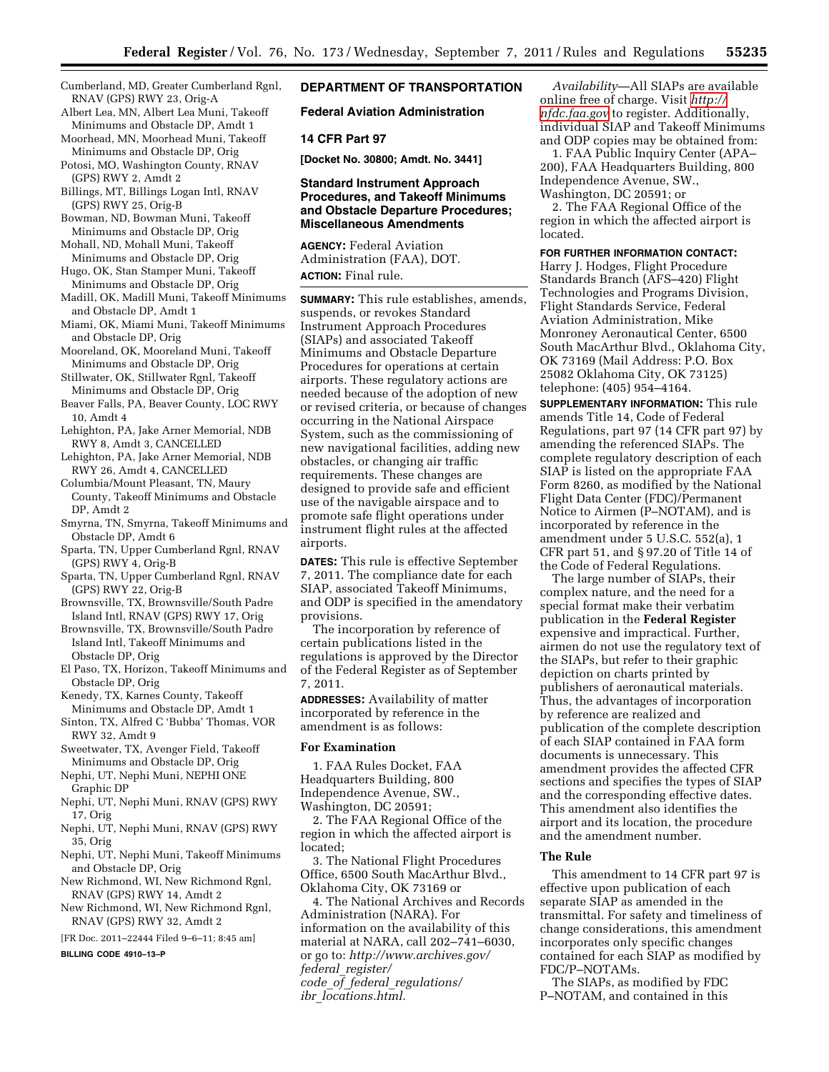Cumberland, MD, Greater Cumberland Rgnl, RNAV (GPS) RWY 23, Orig-A
Albert Lea, MN, Albert Lea Muni, Takeoff Minimums and Obstacle DP, Amdt 1
Moorhead, MN, Moorhead Muni, Takeoff Minimums and Obstacle DP, Orig
Potosi, MO, Washington County, RNAV (GPS) RWY 2, Amdt 2
Billings, MT, Billings Logan Intl, RNAV (GPS) RWY 25, Orig-B
Bowman, ND, Bowman Muni, Takeoff Minimums and Obstacle DP, Orig
Mohall, ND, Mohall Muni, Takeoff Minimums and Obstacle DP, Orig
Hugo, OK, Stan Stamper Muni, Takeoff Minimums and Obstacle DP, Orig
Madill, OK, Madill Muni, Takeoff Minimums and Obstacle DP, Amdt 1
Miami, OK, Miami Muni, Takeoff Minimums and Obstacle DP, Orig
Mooreland, OK, Mooreland Muni, Takeoff Minimums and Obstacle DP, Orig
Stillwater, OK, Stillwater Rgnl, Takeoff Minimums and Obstacle DP, Orig
Beaver Falls, PA, Beaver County, LOC RWY 10, Amdt 4
Lehighton, PA, Jake Arner Memorial, NDB RWY 8, Amdt 3, CANCELLED
Lehighton, PA, Jake Arner Memorial, NDB RWY 26, Amdt 4, CANCELLED
Columbia/Mount Pleasant, TN, Maury County, Takeoff Minimums and Obstacle DP, Amdt 2
Smyrna, TN, Smyrna, Takeoff Minimums and Obstacle DP, Amdt 6
Sparta, TN, Upper Cumberland Rgnl, RNAV (GPS) RWY 4, Orig-B
Sparta, TN, Upper Cumberland Rgnl, RNAV (GPS) RWY 22, Orig-B
Brownsville, TX, Brownsville/South Padre Island Intl, RNAV (GPS) RWY 17, Orig
Brownsville, TX, Brownsville/South Padre Island Intl, Takeoff Minimums and Obstacle DP, Orig
El Paso, TX, Horizon, Takeoff Minimums and Obstacle DP, Orig
Kenedy, TX, Karnes County, Takeoff Minimums and Obstacle DP, Amdt 1
Sinton, TX, Alfred C 'Bubba' Thomas, VOR RWY 32, Amdt 9
Sweetwater, TX, Avenger Field, Takeoff Minimums and Obstacle DP, Orig
Nephi, UT, Nephi Muni, NEPHI ONE Graphic DP
Nephi, UT, Nephi Muni, RNAV (GPS) RWY 17, Orig
Nephi, UT, Nephi Muni, RNAV (GPS) RWY 35, Orig
Nephi, UT, Nephi Muni, Takeoff Minimums and Obstacle DP, Orig
New Richmond, WI, New Richmond Rgnl, RNAV (GPS) RWY 14, Amdt 2
New Richmond, WI, New Richmond Rgnl, RNAV (GPS) RWY 32, Amdt 2

[FR Doc. 2011–22444 Filed 9–6–11; 8:45 am]

**BILLING CODE 4910–13–P**

## DEPARTMENT OF TRANSPORTATION

### Federal Aviation Administration

### 14 CFR Part 97

**[Docket No. 30800; Amdt. No. 3441]**

### Standard Instrument Approach Procedures, and Takeoff Minimums and Obstacle Departure Procedures; Miscellaneous Amendments

**AGENCY:** Federal Aviation Administration (FAA), DOT.

**ACTION:** Final rule.

**SUMMARY:** This rule establishes, amends, suspends, or revokes Standard Instrument Approach Procedures (SIAPs) and associated Takeoff Minimums and Obstacle Departure Procedures for operations at certain airports. These regulatory actions are needed because of the adoption of new or revised criteria, or because of changes occurring in the National Airspace System, such as the commissioning of new navigational facilities, adding new obstacles, or changing air traffic requirements. These changes are designed to provide safe and efficient use of the navigable airspace and to promote safe flight operations under instrument flight rules at the affected airports.

**DATES:** This rule is effective September 7, 2011. The compliance date for each SIAP, associated Takeoff Minimums, and ODP is specified in the amendatory provisions.

The incorporation by reference of certain publications listed in the regulations is approved by the Director of the Federal Register as of September 7, 2011.

**ADDRESSES:** Availability of matter incorporated by reference in the amendment is as follows:

#### For Examination

1. FAA Rules Docket, FAA Headquarters Building, 800 Independence Avenue, SW., Washington, DC 20591;
2. The FAA Regional Office of the region in which the affected airport is located;
3. The National Flight Procedures Office, 6500 South MacArthur Blvd., Oklahoma City, OK 73169 or
4. The National Archives and Records Administration (NARA). For information on the availability of this material at NARA, call 202–741–6030, or go to: *http://www.archives.gov/federal_register/code_of_federal_regulations/ibr_locations.html.*

*Availability*—All SIAPs are available online free of charge. Visit *http://nfdc.faa.gov* to register. Additionally, individual SIAP and Takeoff Minimums and ODP copies may be obtained from:

1. FAA Public Inquiry Center (APA–200), FAA Headquarters Building, 800 Independence Avenue, SW., Washington, DC 20591; or
2. The FAA Regional Office of the region in which the affected airport is located.

**FOR FURTHER INFORMATION CONTACT:** Harry J. Hodges, Flight Procedure Standards Branch (AFS–420) Flight Technologies and Programs Division, Flight Standards Service, Federal Aviation Administration, Mike Monroney Aeronautical Center, 6500 South MacArthur Blvd., Oklahoma City, OK 73169 (Mail Address: P.O. Box 25082 Oklahoma City, OK 73125) telephone: (405) 954–4164.

**SUPPLEMENTARY INFORMATION:** This rule amends Title 14, Code of Federal Regulations, part 97 (14 CFR part 97) by amending the referenced SIAPs. The complete regulatory description of each SIAP is listed on the appropriate FAA Form 8260, as modified by the National Flight Data Center (FDC)/Permanent Notice to Airmen (P–NOTAM), and is incorporated by reference in the amendment under 5 U.S.C. 552(a), 1 CFR part 51, and § 97.20 of Title 14 of the Code of Federal Regulations.

The large number of SIAPs, their complex nature, and the need for a special format make their verbatim publication in the **Federal Register** expensive and impractical. Further, airmen do not use the regulatory text of the SIAPs, but refer to their graphic depiction on charts printed by publishers of aeronautical materials. Thus, the advantages of incorporation by reference are realized and publication of the complete description of each SIAP contained in FAA form documents is unnecessary. This amendment provides the affected CFR sections and specifies the types of SIAP and the corresponding effective dates. This amendment also identifies the airport and its location, the procedure and the amendment number.

#### The Rule

This amendment to 14 CFR part 97 is effective upon publication of each separate SIAP as amended in the transmittal. For safety and timeliness of change considerations, this amendment incorporates only specific changes contained for each SIAP as modified by FDC/P–NOTAMs.

The SIAPs, as modified by FDC P–NOTAM, and contained in this